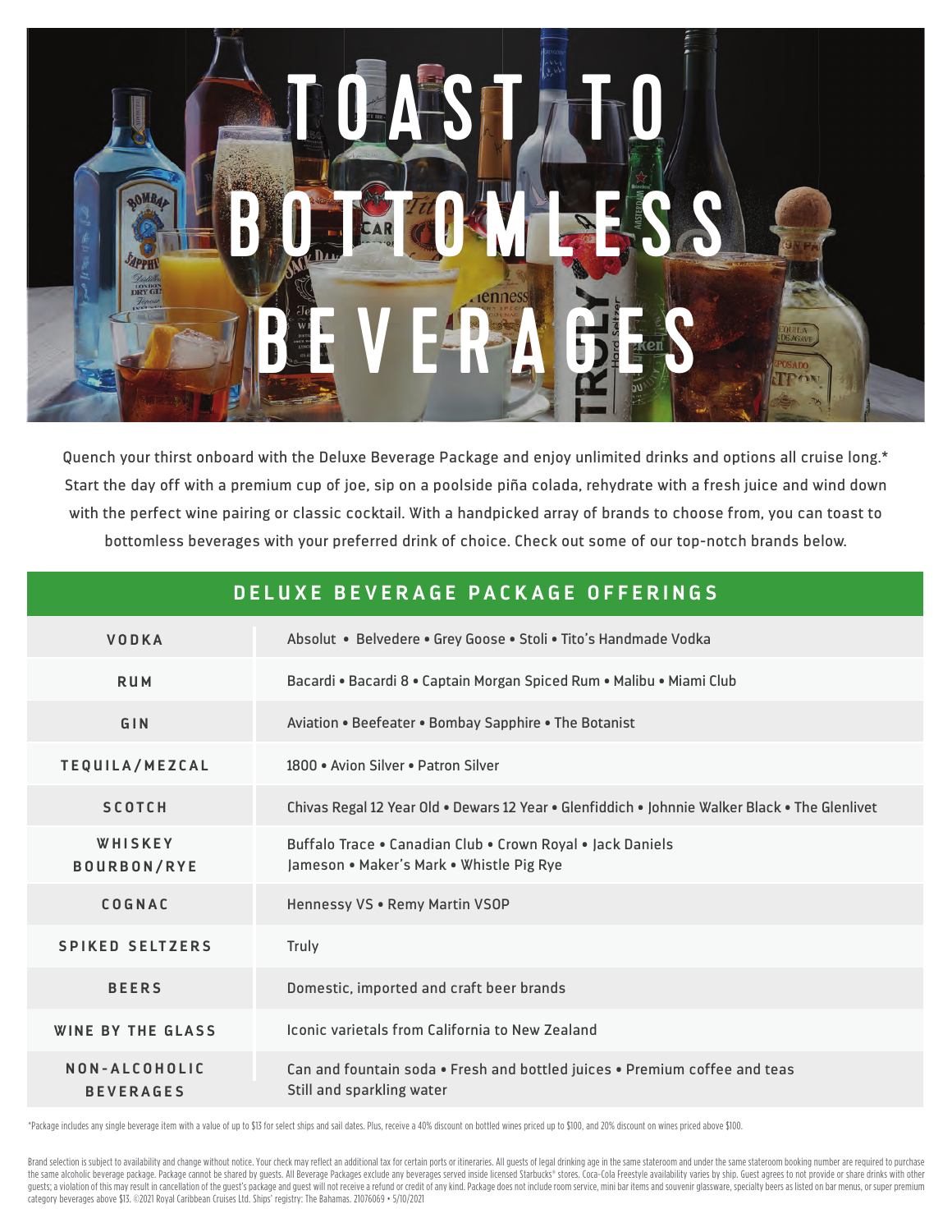# TOAST TO BOTTOMLESS BEVERAGES

Quench your thirst onboard with the Deluxe Beverage Package and enjoy unlimited drinks and options all cruise long.* Start the day off with a premium cup of joe, sip on a poolside piña colada, rehydrate with a fresh juice and wind down with the perfect wine pairing or classic cocktail. With a handpicked array of brands to choose from, you can toast to bottomless beverages with your preferred drink of choice. Check out some of our top-notch brands below.

## DELUXE BEVERAGE PACKAGE OFFERINGS

| | |
|---|---|
| VODKA | Absolut • Belvedere • Grey Goose • Stoli • Tito's Handmade Vodka |
| RUM | Bacardi • Bacardi 8 • Captain Morgan Spiced Rum • Malibu • Miami Club |
| GIN | Aviation • Beefeater • Bombay Sapphire • The Botanist |
| TEQUILA/MEZCAL | 1800 • Avion Silver • Patron Silver |
| SCOTCH | Chivas Regal 12 Year Old • Dewars 12 Year • Glenfiddich • Johnnie Walker Black • The Glenlivet |
| WHISKEY BOURBON/RYE | Buffalo Trace • Canadian Club • Crown Royal • Jack Daniels Jameson • Maker's Mark • Whistle Pig Rye |
| COGNAC | Hennessy VS • Remy Martin VSOP |
| SPIKED SELTZERS | Truly |
| BEERS | Domestic, imported and craft beer brands |
| WINE BY THE GLASS | Iconic varietals from California to New Zealand |
| NON-ALCOHOLIC BEVERAGES | Can and fountain soda • Fresh and bottled juices • Premium coffee and teas Still and sparkling water |

*Package includes any single beverage item with a value of up to $13 for select ships and sail dates. Plus, receive a 40% discount on bottled wines priced up to $100, and 20% discount on wines priced above $100.

Brand selection is subject to availability and change without notice. Your check may reflect an additional tax for certain ports or itineraries. All guests of legal drinking age in the same stateroom and under the same stateroom booking number are required to purchase the same alcoholic beverage package. Package cannot be shared by guests. All Beverage Packages exclude any beverages served inside licensed Starbucks® stores. Coca-Cola Freestyle availability varies by ship. Guest agrees to not provide or share drinks with other guests; a violation of this may result in cancellation of the guest's package and guest will not receive a refund or credit of any kind. Package does not include room service, mini bar items and souvenir glassware, specialty beers as listed on bar menus, or super premium category beverages above $13. ©2021 Royal Caribbean Cruises Ltd. Ships' registry: The Bahamas. 21076069 • 5/10/2021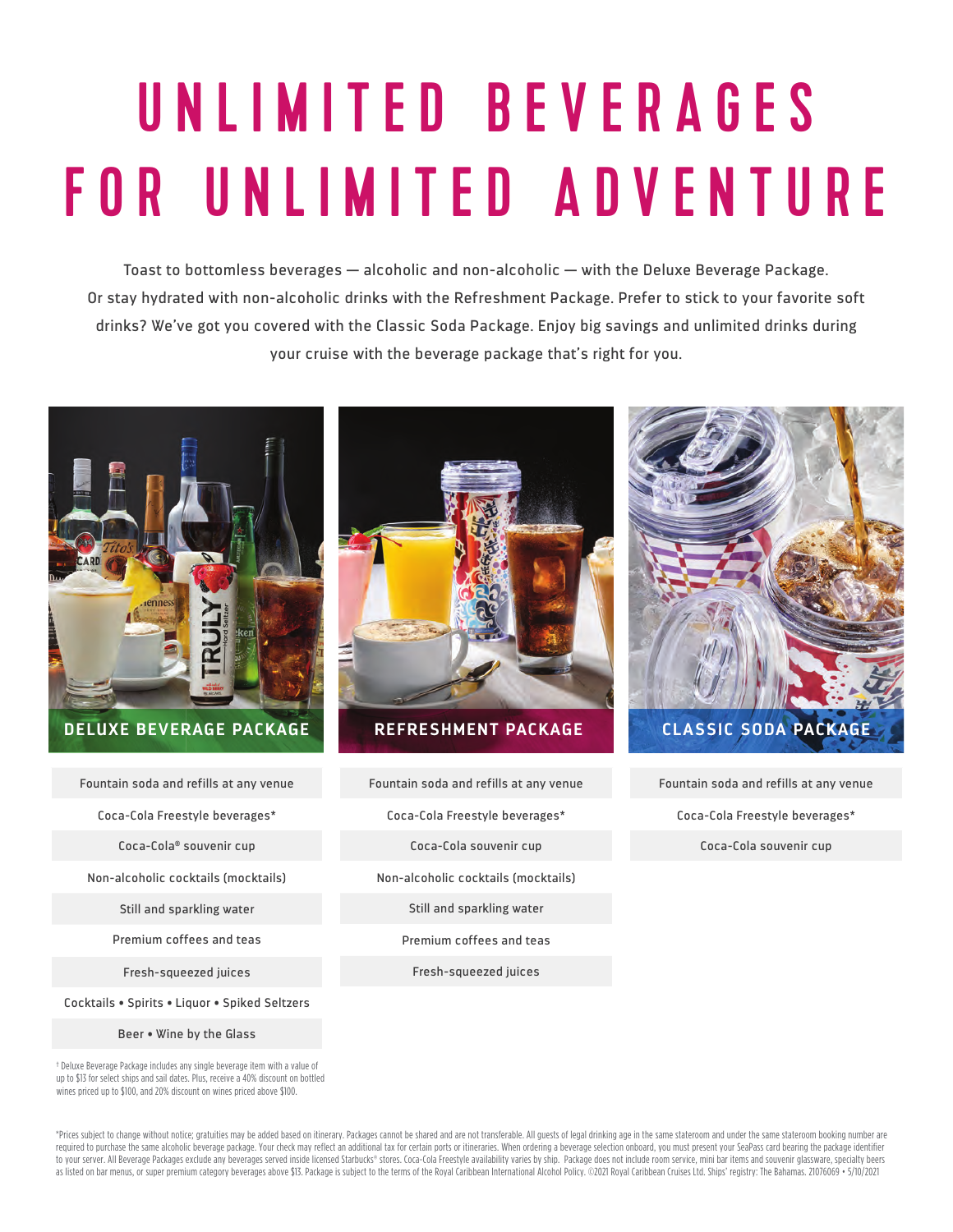# UNLIMITED BEVERAGES FOR UNLIMITED ADVENTURE

Toast to bottomless beverages — alcoholic and non-alcoholic — with the Deluxe Beverage Package. Or stay hydrated with non-alcoholic drinks with the Refreshment Package. Prefer to stick to your favorite soft drinks? We've got you covered with the Classic Soda Package. Enjoy big savings and unlimited drinks during your cruise with the beverage package that's right for you.

| DELUXE BEVERAGE PACKAGE | REFRESHMENT PACKAGE | CLASSIC SODA PACKAGE |
|---|---|---|
| Fountain soda and refills at any venue | Fountain soda and refills at any venue | Fountain soda and refills at any venue |
| Coca-Cola Freestyle beverages* | Coca-Cola Freestyle beverages* | Coca-Cola Freestyle beverages* |
| Coca-Cola® souvenir cup | Coca-Cola souvenir cup | Coca-Cola souvenir cup |
| Non-alcoholic cocktails (mocktails) | Non-alcoholic cocktails (mocktails) | |
| Still and sparkling water | Still and sparkling water | |
| Premium coffees and teas | Premium coffees and teas | |
| Fresh-squeezed juices | Fresh-squeezed juices | |
| Cocktails • Spirits • Liquor • Spiked Seltzers | | |
| Beer • Wine by the Glass | | |

† Deluxe Beverage Package includes any single beverage item with a value of up to $13 for select ships and sail dates. Plus, receive a 40% discount on bottled wines priced up to $100, and 20% discount on wines priced above $100.

*Prices subject to change without notice; gratuities may be added based on itinerary. Packages cannot be shared and are not transferable. All guests of legal drinking age in the same stateroom and under the same stateroom booking number are required to purchase the same alcoholic beverage package. Your check may reflect an additional tax for certain ports or itineraries. When ordering a beverage selection onboard, you must present your SeaPass card bearing the package identifier to your server. All Beverage Packages exclude any beverages served inside licensed Starbucks® stores. Coca-Cola Freestyle availability varies by ship. Package does not include room service, mini bar items and souvenir glassware, specialty beers as listed on bar menus, or super premium category beverages above $13. Package is subject to the terms of the Royal Caribbean International Alcohol Policy. ©2021 Royal Caribbean Cruises Ltd. Ships' registry: The Bahamas. 21076069 • 5/10/2021